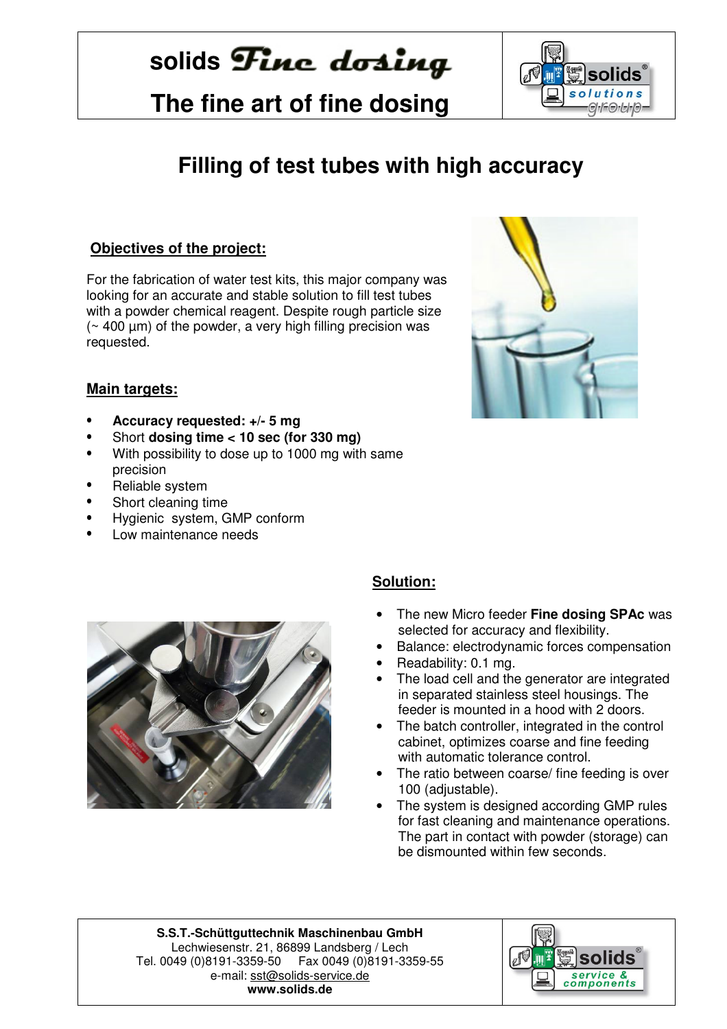**solids Fine dosing**

**The fine art of fine dosing**

# Filling of test tubes with high accuracy

## Objectives of the project:

For the fabrication of water test kits, this major company was looking for an accurate and stable solution to fill test tubes with a powder chemical reagent. Despite rough particle size (~ 400 µm) of the powder, a very high filling precision was requested.

## Main targets:

- **Accuracy requested: +/- 5 mg**
- Short **dosing time < 10 sec (for 330 mg)**
- With possibility to dose up to 1000 mg with same precision
- Reliable system
- Short cleaning time
- Hygienic system, GMP conform
- Low maintenance needs

## Solution:

- The new Micro feeder **Fine dosing SPAc** was selected for accuracy and flexibility.
- Balance: electrodynamic forces compensation
- Readability: 0.1 mg.
- The load cell and the generator are integrated in separated stainless steel housings. The feeder is mounted in a hood with 2 doors.
- The batch controller, integrated in the control cabinet, optimizes coarse and fine feeding with automatic tolerance control.
- The ratio between coarse/ fine feeding is over 100 (adjustable).
- The system is designed according GMP rules for fast cleaning and maintenance operations. The part in contact with powder (storage) can be dismounted within few seconds.

**S.S.T.-Schüttguttechnik Maschinenbau GmbH**
Lechwiesenstr. 21, 86899 Landsberg / Lech
Tel. 0049 (0)8191-3359-50 Fax 0049 (0)8191-3359-55
e-mail: sst@solids-service.de
**www.solids.de**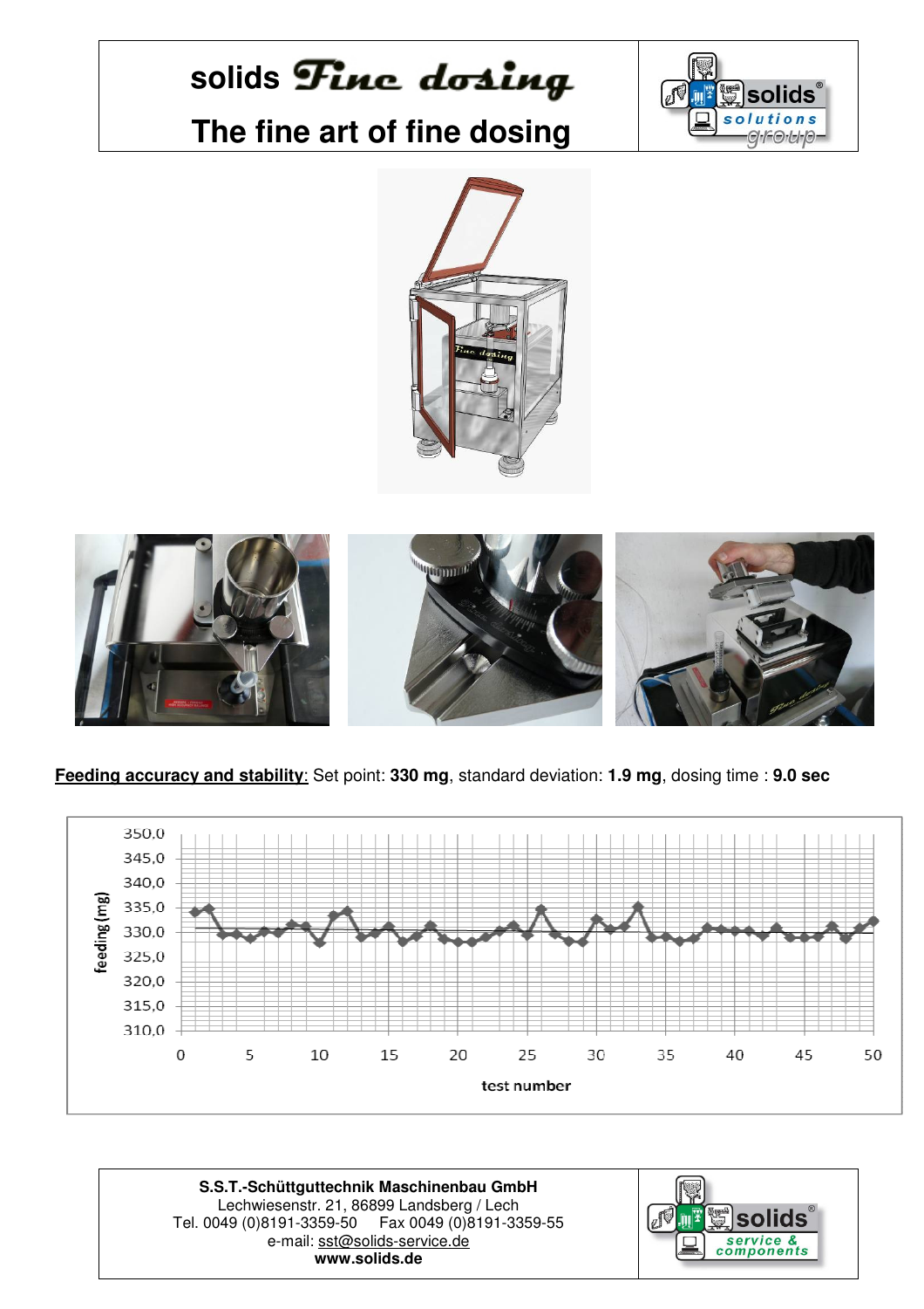# solids Fine dosing

## The fine art of fine dosing

**Feeding accuracy and stability**: Set point: **330 mg**, standard deviation: **1.9 mg**, dosing time : **9.0 sec**

feeding (mg)

350,0
345,0
340,0
335,0
330,0
325,0
320,0
315,0
310,0

0 5 10 15 20 25 30 35 40 45 50

test number

**S.S.T.-Schüttguttechnik Maschinenbau GmbH**
Lechwiesenstr. 21, 86899 Landsberg / Lech
Tel. 0049 (0)8191-3359-50 Fax 0049 (0)8191-3359-55
e-mail: sst@solids-service.de
**www.solids.de**